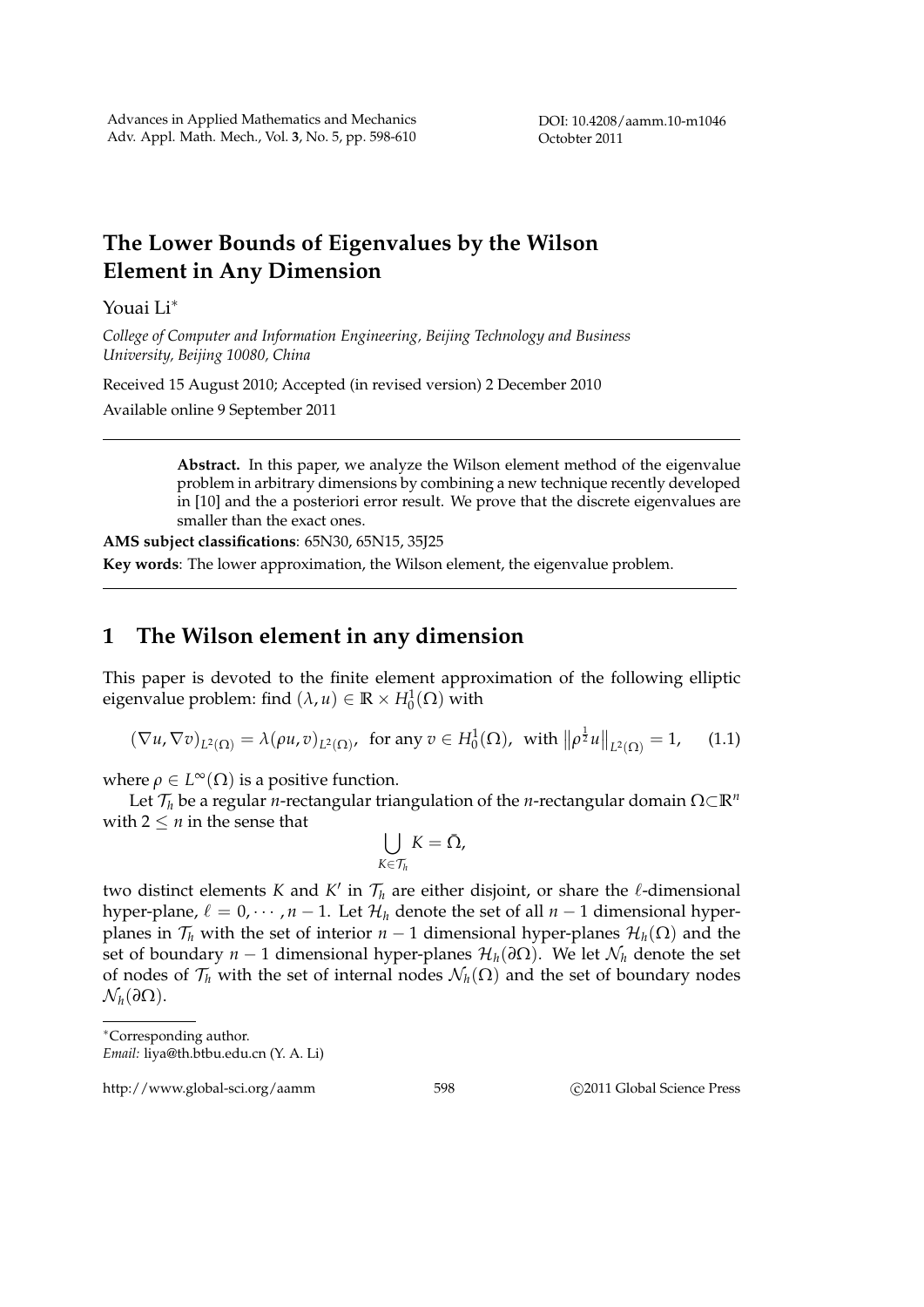# The Lower Bounds of Eigenvalues by the Wilson Element in Any Dimension

Youai Li*

*College of Computer and Information Engineering, Beijing Technology and Business University, Beijing 10080, China*

Received 15 August 2010; Accepted (in revised version) 2 December 2010

Available online 9 September 2011

---

> **Abstract.** In this paper, we analyze the Wilson element method of the eigenvalue problem in arbitrary dimensions by combining a new technique recently developed in [10] and the a posteriori error result. We prove that the discrete eigenvalues are smaller than the exact ones.

**AMS subject classifications**: 65N30, 65N15, 35J25

**Key words**: The lower approximation, the Wilson element, the eigenvalue problem.

---

## 1 The Wilson element in any dimension

This paper is devoted to the finite element approximation of the following elliptic eigenvalue problem: find $(\lambda, u) \in \mathbb{R} \times H_0^1(\Omega)$ with

$$(\nabla u, \nabla v)_{L^2(\Omega)} = \lambda(\rho u, v)_{L^2(\Omega)}, \text{ for any } v \in H_0^1(\Omega), \text{ with } \|\rho^{\frac{1}{2}} u\|_{L^2(\Omega)} = 1, \tag{1.1}$$

where $\rho \in L^\infty(\Omega)$ is a positive function.

Let $\mathcal{T}_h$ be a regular $n$-rectangular triangulation of the $n$-rectangular domain $\Omega \subset \mathbb{R}^n$ with $2 \leq n$ in the sense that

$$\bigcup_{K \in \mathcal{T}_h} K = \bar{\Omega},$$

two distinct elements $K$ and $K'$ in $\mathcal{T}_h$ are either disjoint, or share the $\ell$-dimensional hyper-plane, $\ell = 0, \cdots, n-1$. Let $\mathcal{H}_h$ denote the set of all $n-1$ dimensional hyper-planes in $\mathcal{T}_h$ with the set of interior $n-1$ dimensional hyper-planes $\mathcal{H}_h(\Omega)$ and the set of boundary $n-1$ dimensional hyper-planes $\mathcal{H}_h(\partial\Omega)$. We let $\mathcal{N}_h$ denote the set of nodes of $\mathcal{T}_h$ with the set of internal nodes $\mathcal{N}_h(\Omega)$ and the set of boundary nodes $\mathcal{N}_h(\partial\Omega)$.

---

*Corresponding author.
*Email:* liya@th.btbu.edu.cn (Y. A. Li)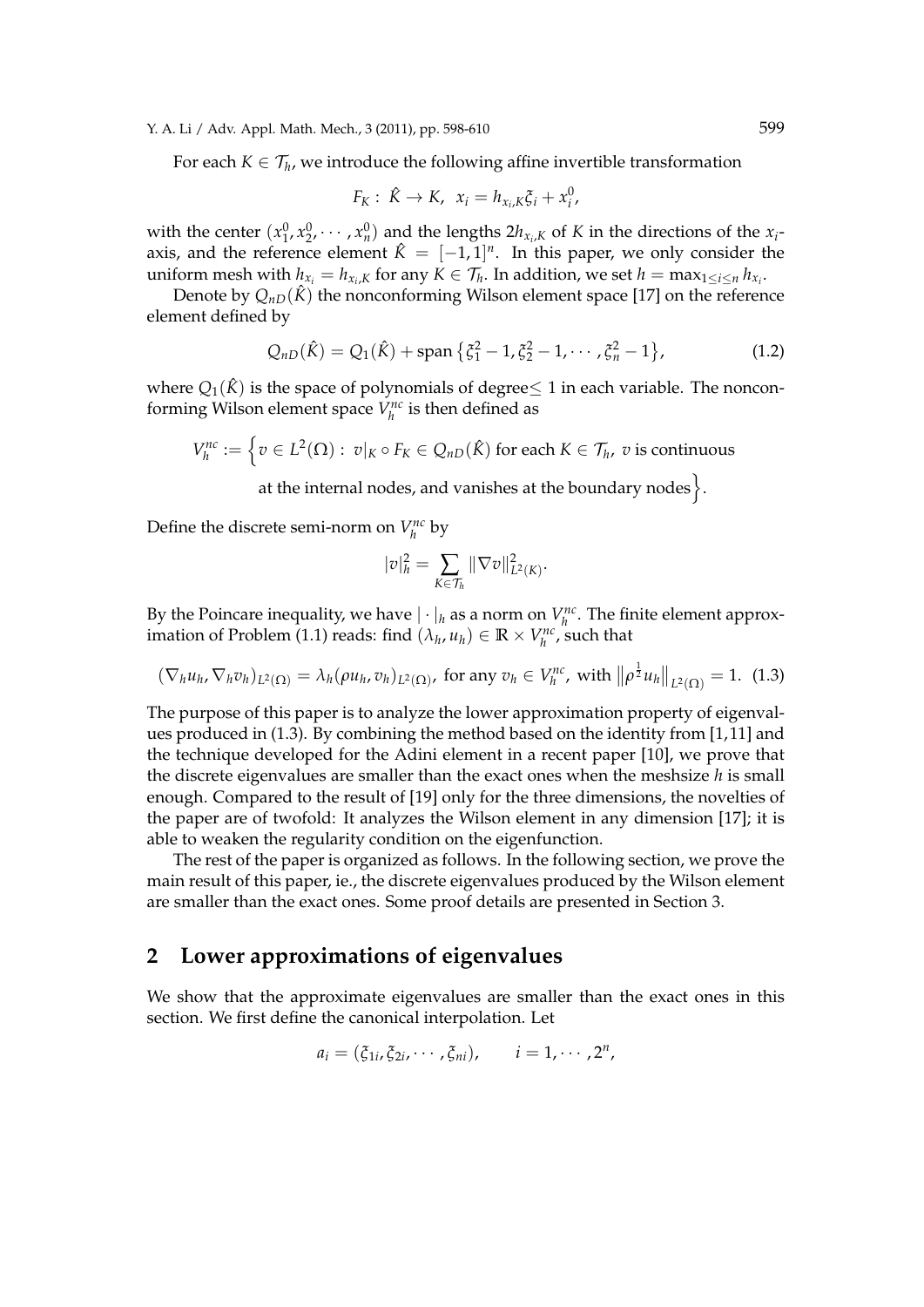For each $K \in \mathcal{T}_h$, we introduce the following affine invertible transformation

$$F_K: \hat{K} \to K, \quad x_i = h_{x_i,K}\xi_i + x_i^0,$$

with the center $(x_1^0, x_2^0, \cdots, x_n^0)$ and the lengths $2h_{x_i,K}$ of $K$ in the directions of the $x_i$-axis, and the reference element $\hat{K} = [-1,1]^n$. In this paper, we only consider the uniform mesh with $h_{x_i} = h_{x_i,K}$ for any $K \in \mathcal{T}_h$. In addition, we set $h = \max_{1\le i\le n} h_{x_i}$.

Denote by $Q_{nD}(\hat{K})$ the nonconforming Wilson element space [17] on the reference element defined by

$$Q_{nD}(\hat{K}) = Q_1(\hat{K}) + \operatorname{span}\{\xi_1^2 - 1, \xi_2^2 - 1, \cdots, \xi_n^2 - 1\}, \tag{1.2}$$

where $Q_1(\hat{K})$ is the space of polynomials of degree$\le 1$ in each variable. The nonconforming Wilson element space $V_h^{nc}$ is then defined as

$$V_h^{nc} := \Big\{ v \in L^2(\Omega):\ v|_K \circ F_K \in Q_{nD}(\hat{K}) \text{ for each } K \in \mathcal{T}_h,\ v \text{ is continuous at the internal nodes, and vanishes at the boundary nodes} \Big\}.$$

Define the discrete semi-norm on $V_h^{nc}$ by

$$|v|_h^2 = \sum_{K\in\mathcal{T}_h} \|\nabla v\|_{L^2(K)}^2.$$

By the Poincare inequality, we have $|\cdot|_h$ as a norm on $V_h^{nc}$. The finite element approximation of Problem (1.1) reads: find $(\lambda_h, u_h) \in \mathbb{R} \times V_h^{nc}$, such that

$$(\nabla_h u_h, \nabla_h v_h)_{L^2(\Omega)} = \lambda_h (\rho u_h, v_h)_{L^2(\Omega)}, \text{ for any } v_h \in V_h^{nc}, \text{ with } \big\|\rho^{\frac{1}{2}} u_h\big\|_{L^2(\Omega)} = 1. \tag{1.3}$$

The purpose of this paper is to analyze the lower approximation property of eigenvalues produced in (1.3). By combining the method based on the identity from [1,11] and the technique developed for the Adini element in a recent paper [10], we prove that the discrete eigenvalues are smaller than the exact ones when the meshsize $h$ is small enough. Compared to the result of [19] only for the three dimensions, the novelties of the paper are of twofold: It analyzes the Wilson element in any dimension [17]; it is able to weaken the regularity condition on the eigenfunction.

The rest of the paper is organized as follows. In the following section, we prove the main result of this paper, ie., the discrete eigenvalues produced by the Wilson element are smaller than the exact ones. Some proof details are presented in Section 3.

## 2 Lower approximations of eigenvalues

We show that the approximate eigenvalues are smaller than the exact ones in this section. We first define the canonical interpolation. Let

$$a_i = (\xi_{1i}, \xi_{2i}, \cdots, \xi_{ni}), \qquad i = 1, \cdots, 2^n,$$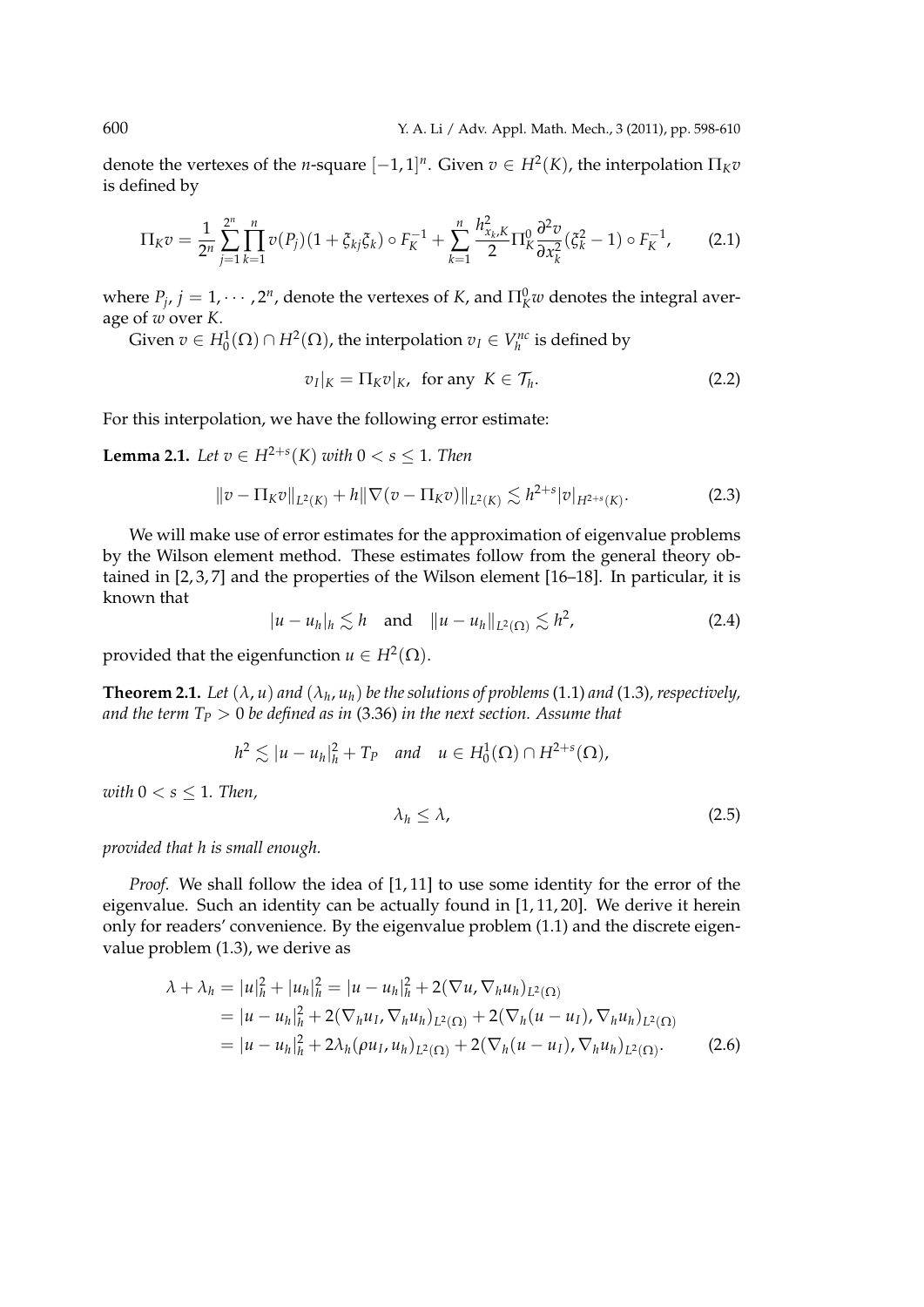denote the vertexes of the $n$-square $[-1,1]^n$. Given $v \in H^2(K)$, the interpolation $\Pi_K v$ is defined by

$$\Pi_K v = \frac{1}{2^n} \sum_{j=1}^{2^n} \prod_{k=1}^{n} v(P_j)(1+\xi_{kj}\xi_k) \circ F_K^{-1} + \sum_{k=1}^{n} \frac{h_{x_k,K}^2}{2} \Pi_K^0 \frac{\partial^2 v}{\partial x_k^2}(\xi_k^2 - 1) \circ F_K^{-1}, \tag{2.1}$$

where $P_j$, $j = 1, \cdots, 2^n$, denote the vertexes of $K$, and $\Pi_K^0 w$ denotes the integral average of $w$ over $K$.

Given $v \in H_0^1(\Omega) \cap H^2(\Omega)$, the interpolation $v_I \in V_h^{nc}$ is defined by

$$v_I|_K = \Pi_K v|_K, \quad \text{for any } K \in \mathcal{T}_h. \tag{2.2}$$

For this interpolation, we have the following error estimate:

**Lemma 2.1.** *Let $v \in H^{2+s}(K)$ with $0 < s \le 1$. Then*

$$\|v - \Pi_K v\|_{L^2(K)} + h\|\nabla(v - \Pi_K v)\|_{L^2(K)} \lesssim h^{2+s}|v|_{H^{2+s}(K)}. \tag{2.3}$$

We will make use of error estimates for the approximation of eigenvalue problems by the Wilson element method. These estimates follow from the general theory obtained in [2,3,7] and the properties of the Wilson element [16–18]. In particular, it is known that

$$|u - u_h|_h \lesssim h \quad \text{and} \quad \|u - u_h\|_{L^2(\Omega)} \lesssim h^2, \tag{2.4}$$

provided that the eigenfunction $u \in H^2(\Omega)$.

**Theorem 2.1.** *Let $(\lambda, u)$ and $(\lambda_h, u_h)$ be the solutions of problems (1.1) and (1.3), respectively, and the term $T_P > 0$ be defined as in (3.36) in the next section. Assume that*

$$h^2 \lesssim |u - u_h|_h^2 + T_P \quad \text{and} \quad u \in H_0^1(\Omega) \cap H^{2+s}(\Omega),$$

*with $0 < s \le 1$. Then,*

$$\lambda_h \le \lambda, \tag{2.5}$$

*provided that $h$ is small enough.*

*Proof.* We shall follow the idea of [1,11] to use some identity for the error of the eigenvalue. Such an identity can be actually found in [1,11,20]. We derive it herein only for readers' convenience. By the eigenvalue problem (1.1) and the discrete eigenvalue problem (1.3), we derive as

$$\begin{aligned}
\lambda + \lambda_h &= |u|_h^2 + |u_h|_h^2 = |u - u_h|_h^2 + 2(\nabla u, \nabla_h u_h)_{L^2(\Omega)} \\
&= |u - u_h|_h^2 + 2(\nabla_h u_I, \nabla_h u_h)_{L^2(\Omega)} + 2(\nabla_h(u - u_I), \nabla_h u_h)_{L^2(\Omega)} \\
&= |u - u_h|_h^2 + 2\lambda_h(\rho u_I, u_h)_{L^2(\Omega)} + 2(\nabla_h(u - u_I), \nabla_h u_h)_{L^2(\Omega)}.
\end{aligned} \tag{2.6}$$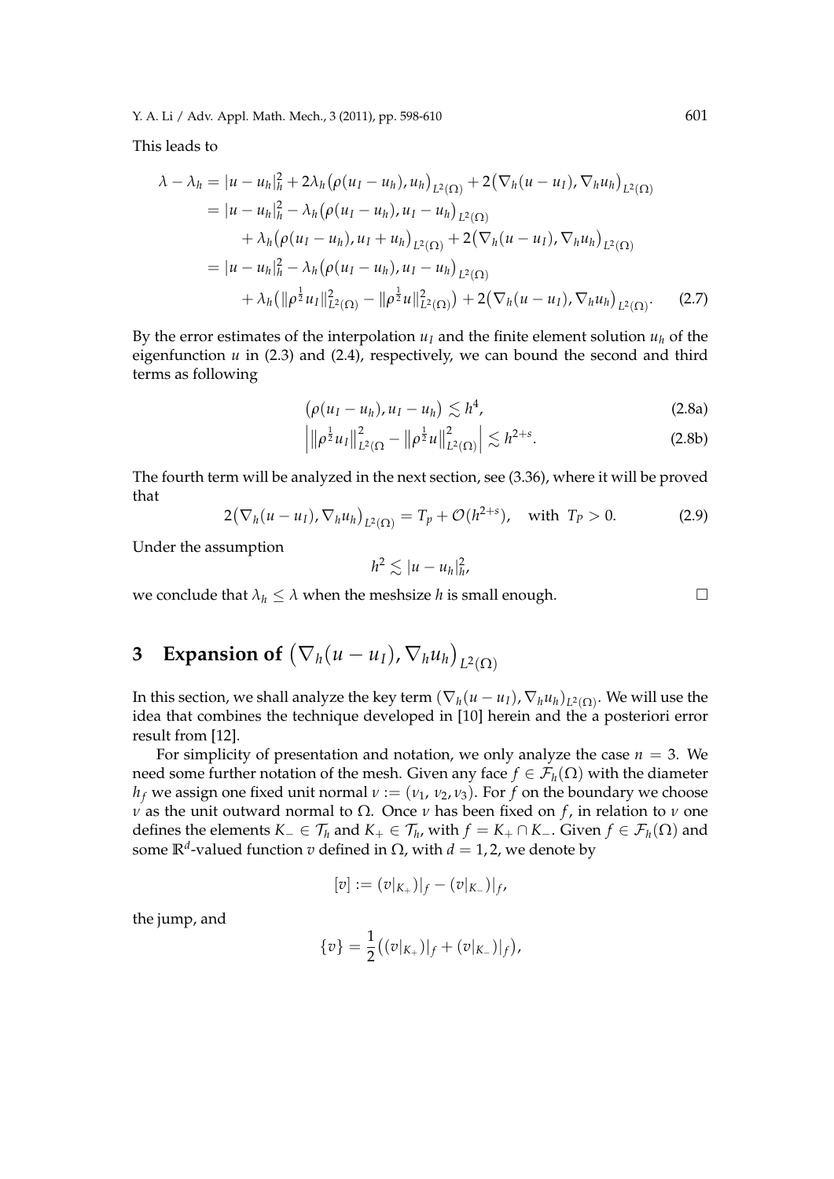This leads to

$$
\begin{aligned}
\lambda - \lambda_h &= |u-u_h|_h^2 + 2\lambda_h\big(\rho(u_I-u_h),u_h\big)_{L^2(\Omega)} + 2\big(\nabla_h(u-u_I),\nabla_h u_h\big)_{L^2(\Omega)} \\
&= |u-u_h|_h^2 - \lambda_h\big(\rho(u_I-u_h),u_I-u_h\big)_{L^2(\Omega)} \\
&\quad + \lambda_h\big(\rho(u_I-u_h),u_I+u_h\big)_{L^2(\Omega)} + 2\big(\nabla_h(u-u_I),\nabla_h u_h\big)_{L^2(\Omega)} \\
&= |u-u_h|_h^2 - \lambda_h\big(\rho(u_I-u_h),u_I-u_h\big)_{L^2(\Omega)} \\
&\quad + \lambda_h\big(\|\rho^{\frac{1}{2}}u_I\|^2_{L^2(\Omega)} - \|\rho^{\frac{1}{2}}u\|^2_{L^2(\Omega)}\big) + 2\big(\nabla_h(u-u_I),\nabla_h u_h\big)_{L^2(\Omega)}. \qquad (2.7)
\end{aligned}
$$

By the error estimates of the interpolation $u_I$ and the finite element solution $u_h$ of the eigenfunction $u$ in (2.3) and (2.4), respectively, we can bound the second and third terms as following

$$
\big(\rho(u_I-u_h),u_I-u_h\big) \lesssim h^4, \qquad (2.8a)
$$

$$
\Big|\big\|\rho^{\frac{1}{2}}u_I\big\|^2_{L^2(\Omega} - \big\|\rho^{\frac{1}{2}}u\big\|^2_{L^2(\Omega)}\Big| \lesssim h^{2+s}. \qquad (2.8b)
$$

The fourth term will be analyzed in the next section, see (3.36), where it will be proved that

$$
2\big(\nabla_h(u-u_I),\nabla_h u_h\big)_{L^2(\Omega)} = T_p + \mathcal{O}(h^{2+s}), \quad \text{with } T_P > 0. \qquad (2.9)
$$

Under the assumption

$$
h^2 \lesssim |u-u_h|_h^2,
$$

we conclude that $\lambda_h \le \lambda$ when the meshsize $h$ is small enough. $\square$

# 3 Expansion of $\big(\nabla_h(u-u_I),\nabla_h u_h\big)_{L^2(\Omega)}$

In this section, we shall analyze the key term $(\nabla_h(u-u_I),\nabla_h u_h)_{L^2(\Omega)}$. We will use the idea that combines the technique developed in [10] herein and the a posteriori error result from [12].

For simplicity of presentation and notation, we only analyze the case $n=3$. We need some further notation of the mesh. Given any face $f \in \mathcal{F}_h(\Omega)$ with the diameter $h_f$ we assign one fixed unit normal $\nu := (\nu_1, \nu_2, \nu_3)$. For $f$ on the boundary we choose $\nu$ as the unit outward normal to $\Omega$. Once $\nu$ has been fixed on $f$, in relation to $\nu$ one defines the elements $K_- \in \mathcal{T}_h$ and $K_+ \in \mathcal{T}_h$, with $f = K_+ \cap K_-$. Given $f \in \mathcal{F}_h(\Omega)$ and some $\mathbb{R}^d$-valued function $v$ defined in $\Omega$, with $d = 1, 2$, we denote by

$$
[v] := (v|_{K_+})|_f - (v|_{K_-})|_f,
$$

the jump, and

$$
\{v\} = \frac{1}{2}\big((v|_{K_+})|_f + (v|_{K_-})|_f\big),
$$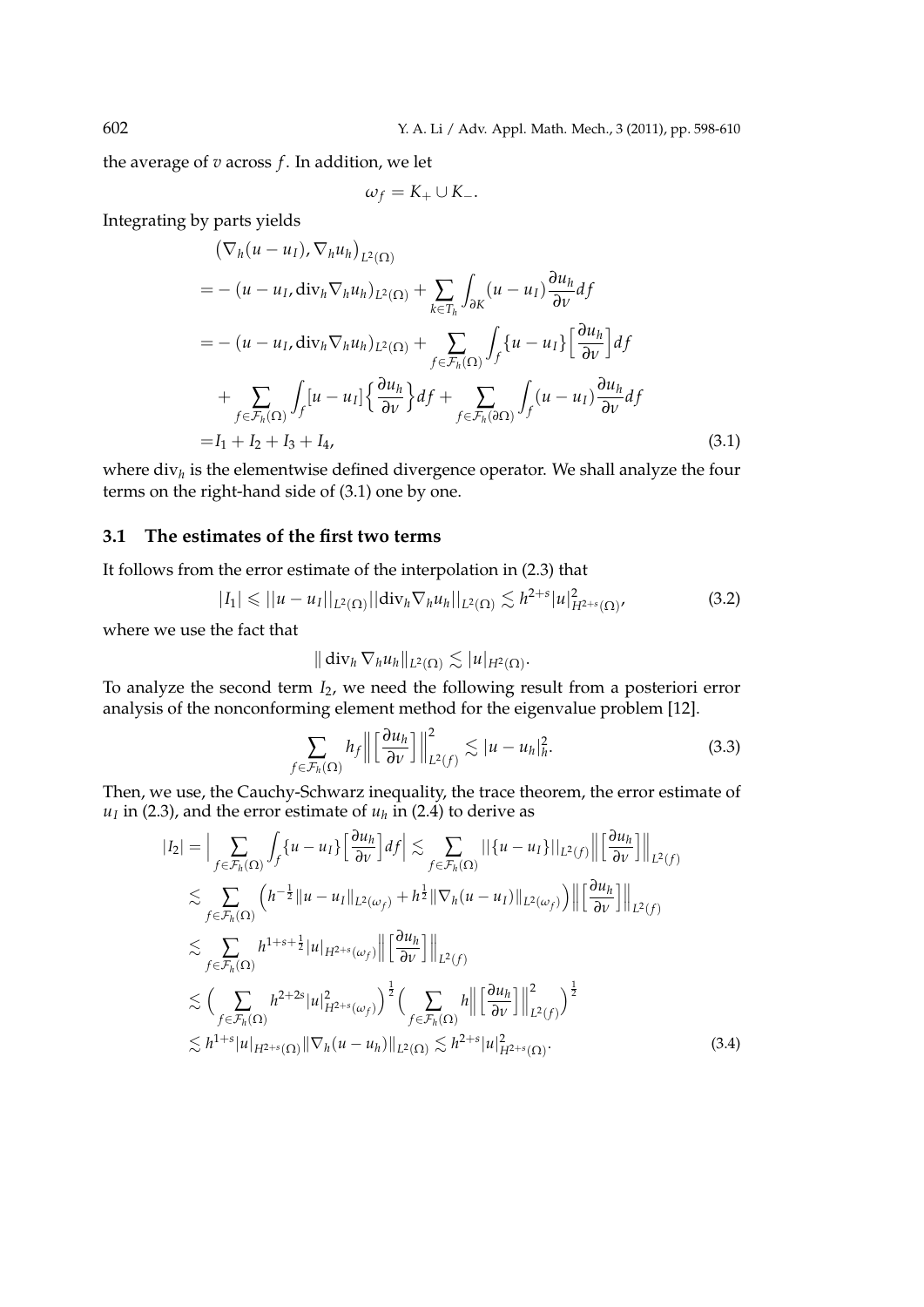the average of $v$ across $f$. In addition, we let

$$\omega_f = K_+ \cup K_-.$$

Integrating by parts yields

$$\begin{aligned}
&\big(\nabla_h(u-u_I), \nabla_h u_h\big)_{L^2(\Omega)} \\
=& -(u-u_I, \mathrm{div}_h \nabla_h u_h)_{L^2(\Omega)} + \sum_{k\in T_h} \int_{\partial K} (u-u_I)\frac{\partial u_h}{\partial \nu} df \\
=& -(u-u_I, \mathrm{div}_h \nabla_h u_h)_{L^2(\Omega)} + \sum_{f\in \mathcal{F}_h(\Omega)} \int_f \{u-u_I\}\Big[\frac{\partial u_h}{\partial \nu}\Big] df \\
&+ \sum_{f\in \mathcal{F}_h(\Omega)} \int_f [u-u_I]\Big\{\frac{\partial u_h}{\partial \nu}\Big\} df + \sum_{f\in \mathcal{F}_h(\partial\Omega)} \int_f (u-u_I)\frac{\partial u_h}{\partial \nu} df \\
=& I_1 + I_2 + I_3 + I_4,
\end{aligned} \tag{3.1}$$

where $\mathrm{div}_h$ is the elementwise defined divergence operator. We shall analyze the four terms on the right-hand side of (3.1) one by one.

### 3.1 The estimates of the first two terms

It follows from the error estimate of the interpolation in (2.3) that

$$|I_1| \leqslant ||u-u_I||_{L^2(\Omega)} ||\mathrm{div}_h \nabla_h u_h||_{L^2(\Omega)} \lesssim h^{2+s}|u|^2_{H^{2+s}(\Omega)}, \tag{3.2}$$

where we use the fact that

$$\|\,\mathrm{div}_h \nabla_h u_h\|_{L^2(\Omega)} \lesssim |u|_{H^2(\Omega)}.$$

To analyze the second term $I_2$, we need the following result from a posteriori error analysis of the nonconforming element method for the eigenvalue problem [12].

$$\sum_{f\in\mathcal{F}_h(\Omega)} h_f \Big\| \Big[\frac{\partial u_h}{\partial \nu}\Big]\Big\|^2_{L^2(f)} \lesssim |u-u_h|^2_h. \tag{3.3}$$

Then, we use, the Cauchy-Schwarz inequality, the trace theorem, the error estimate of $u_I$ in (2.3), and the error estimate of $u_h$ in (2.4) to derive as

$$\begin{aligned}
|I_2| =& \Big| \sum_{f\in\mathcal{F}_h(\Omega)} \int_f \{u-u_I\}\Big[\frac{\partial u_h}{\partial \nu}\Big] df \Big| \lesssim \sum_{f\in\mathcal{F}_h(\Omega)} ||\{u-u_I\}||_{L^2(f)} \Big\|\Big[\frac{\partial u_h}{\partial \nu}\Big]\Big\|_{L^2(f)} \\
\lesssim& \sum_{f\in\mathcal{F}_h(\Omega)} \Big( h^{-\frac{1}{2}}\|u-u_I\|_{L^2(\omega_f)} + h^{\frac{1}{2}}\|\nabla_h(u-u_I)\|_{L^2(\omega_f)}\Big)\Big\|\Big[\frac{\partial u_h}{\partial \nu}\Big]\Big\|_{L^2(f)} \\
\lesssim& \sum_{f\in\mathcal{F}_h(\Omega)} h^{1+s+\frac{1}{2}}|u|_{H^{2+s}(\omega_f)}\Big\|\Big[\frac{\partial u_h}{\partial \nu}\Big]\Big\|_{L^2(f)} \\
\lesssim& \Big(\sum_{f\in\mathcal{F}_h(\Omega)} h^{2+2s}|u|^2_{H^{2+s}(\omega_f)}\Big)^{\frac{1}{2}} \Big(\sum_{f\in\mathcal{F}_h(\Omega)} h\Big\|\Big[\frac{\partial u_h}{\partial \nu}\Big]\Big\|^2_{L^2(f)}\Big)^{\frac{1}{2}} \\
\lesssim& h^{1+s}|u|_{H^{2+s}(\Omega)}\|\nabla_h(u-u_h)\|_{L^2(\Omega)} \lesssim h^{2+s}|u|^2_{H^{2+s}(\Omega)}.
\end{aligned} \tag{3.4}$$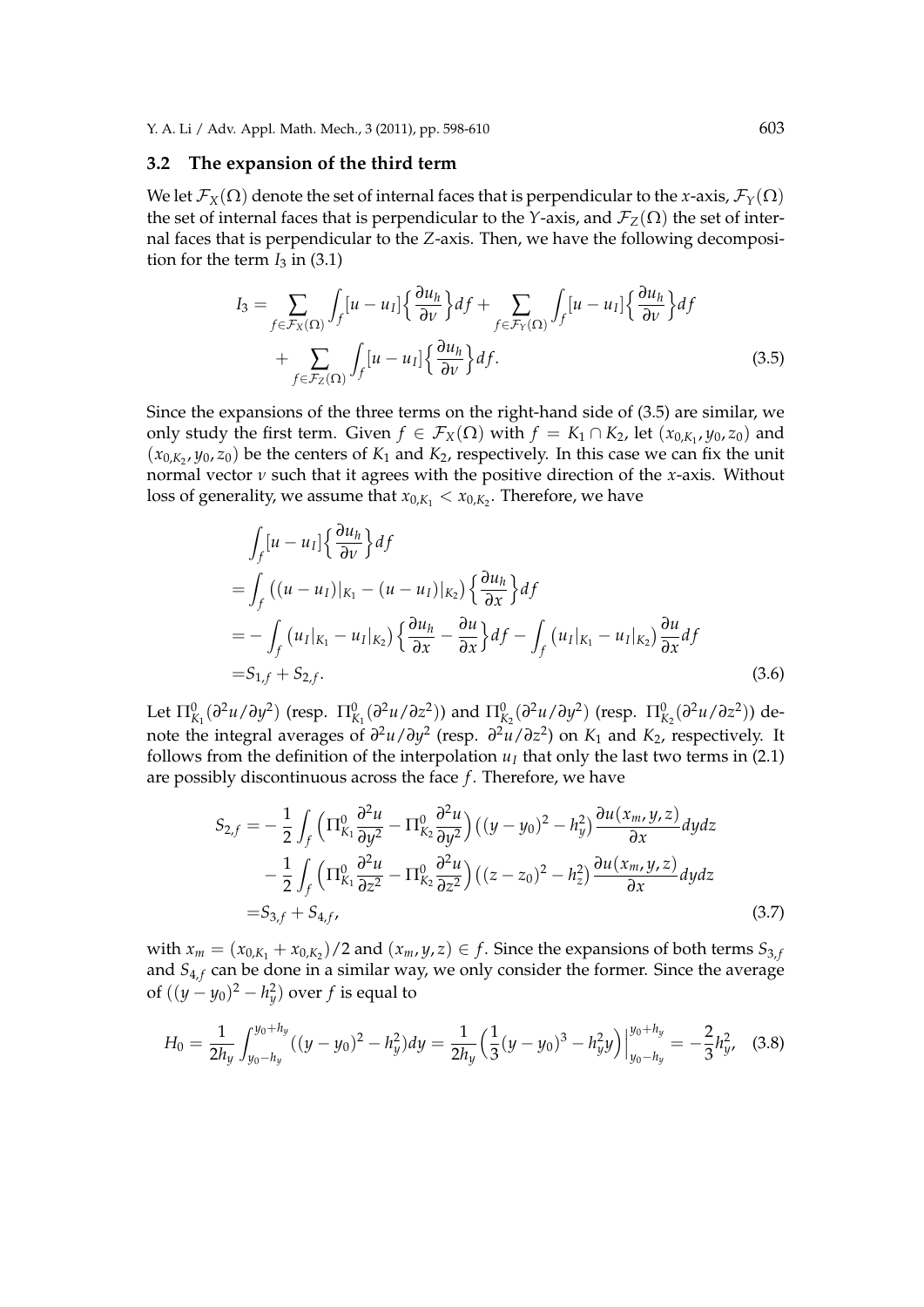### 3.2 The expansion of the third term

We let $\mathcal{F}_X(\Omega)$ denote the set of internal faces that is perpendicular to the $x$-axis, $\mathcal{F}_Y(\Omega)$ the set of internal faces that is perpendicular to the $Y$-axis, and $\mathcal{F}_Z(\Omega)$ the set of internal faces that is perpendicular to the $Z$-axis. Then, we have the following decomposition for the term $I_3$ in (3.1)

$$
\begin{aligned}
I_3 = & \sum_{f\in\mathcal{F}_X(\Omega)} \int_f [u-u_I]\Big\{\frac{\partial u_h}{\partial \nu}\Big\} df + \sum_{f\in\mathcal{F}_Y(\Omega)} \int_f [u-u_I]\Big\{\frac{\partial u_h}{\partial \nu}\Big\} df \\
& + \sum_{f\in\mathcal{F}_Z(\Omega)} \int_f [u-u_I]\Big\{\frac{\partial u_h}{\partial \nu}\Big\} df. 
\end{aligned} \tag{3.5}
$$

Since the expansions of the three terms on the right-hand side of (3.5) are similar, we only study the first term. Given $f \in \mathcal{F}_X(\Omega)$ with $f = K_1 \cap K_2$, let $(x_{0,K_1}, y_0, z_0)$ and $(x_{0,K_2}, y_0, z_0)$ be the centers of $K_1$ and $K_2$, respectively. In this case we can fix the unit normal vector $\nu$ such that it agrees with the positive direction of the $x$-axis. Without loss of generality, we assume that $x_{0,K_1} < x_{0,K_2}$. Therefore, we have

$$
\begin{aligned}
&\int_f [u-u_I]\Big\{\frac{\partial u_h}{\partial \nu}\Big\} df \\
=& \int_f \big((u-u_I)|_{K_1} - (u-u_I)|_{K_2}\big)\Big\{\frac{\partial u_h}{\partial x}\Big\} df \\
=& -\int_f \big(u_I|_{K_1} - u_I|_{K_2}\big)\Big\{\frac{\partial u_h}{\partial x} - \frac{\partial u}{\partial x}\Big\} df - \int_f \big(u_I|_{K_1} - u_I|_{K_2}\big)\frac{\partial u}{\partial x} df \\
=& S_{1,f} + S_{2,f}.
\end{aligned} \tag{3.6}
$$

Let $\Pi^0_{K_1}(\partial^2 u/\partial y^2)$ (resp. $\Pi^0_{K_1}(\partial^2 u/\partial z^2)$) and $\Pi^0_{K_2}(\partial^2 u/\partial y^2)$ (resp. $\Pi^0_{K_2}(\partial^2 u/\partial z^2)$) denote the integral averages of $\partial^2 u/\partial y^2$ (resp. $\partial^2 u/\partial z^2$) on $K_1$ and $K_2$, respectively. It follows from the definition of the interpolation $u_I$ that only the last two terms in (2.1) are possibly discontinuous across the face $f$. Therefore, we have

$$
\begin{aligned}
S_{2,f} =& -\frac{1}{2}\int_f \Big(\Pi^0_{K_1}\frac{\partial^2 u}{\partial y^2} - \Pi^0_{K_2}\frac{\partial^2 u}{\partial y^2}\Big)\big((y-y_0)^2 - h_y^2\big)\frac{\partial u(x_m,y,z)}{\partial x} dydz \\
& -\frac{1}{2}\int_f \Big(\Pi^0_{K_1}\frac{\partial^2 u}{\partial z^2} - \Pi^0_{K_2}\frac{\partial^2 u}{\partial z^2}\Big)\big((z-z_0)^2 - h_z^2\big)\frac{\partial u(x_m,y,z)}{\partial x} dydz \\
=& S_{3,f} + S_{4,f},
\end{aligned} \tag{3.7}
$$

with $x_m = (x_{0,K_1} + x_{0,K_2})/2$ and $(x_m, y, z) \in f$. Since the expansions of both terms $S_{3,f}$ and $S_{4,f}$ can be done in a similar way, we only consider the former. Since the average of $((y-y_0)^2 - h_y^2)$ over $f$ is equal to

$$
H_0 = \frac{1}{2h_y}\int_{y_0-h_y}^{y_0+h_y} \big((y-y_0)^2 - h_y^2\big) dy = \frac{1}{2h_y}\Big(\frac{1}{3}(y-y_0)^3 - h_y^2 y\Big)\Big|_{y_0-h_y}^{y_0+h_y} = -\frac{2}{3}h_y^2, \tag{3.8}
$$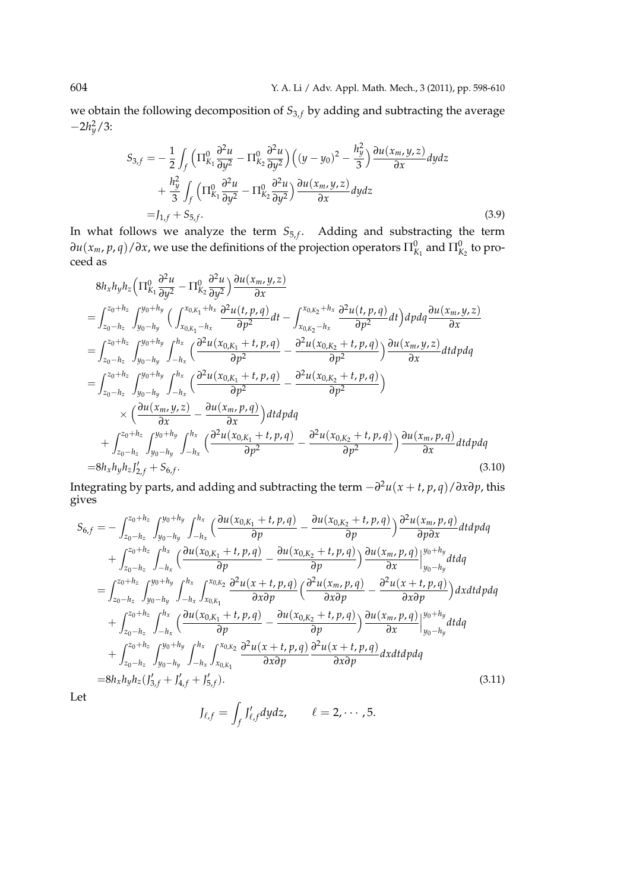we obtain the following decomposition of $S_{3,f}$ by adding and subtracting the average $-2h_y^2/3$:

$$
\begin{aligned}
S_{3,f} =& -\frac{1}{2}\int_f \Big(\Pi^0_{K_1}\frac{\partial^2 u}{\partial y^2} - \Pi^0_{K_2}\frac{\partial^2 u}{\partial y^2}\Big)\Big((y-y_0)^2 - \frac{h_y^2}{3}\Big)\frac{\partial u(x_m,y,z)}{\partial x}dydz \\
&+ \frac{h_y^2}{3}\int_f \Big(\Pi^0_{K_1}\frac{\partial^2 u}{\partial y^2} - \Pi^0_{K_2}\frac{\partial^2 u}{\partial y^2}\Big)\frac{\partial u(x_m,y,z)}{\partial x}dydz \\
=& J_{1,f} + S_{5,f}. 
\end{aligned} \tag{3.9}
$$

In what follows we analyze the term $S_{5,f}$. Adding and substracting the term $\partial u(x_m,p,q)/\partial x$, we use the definitions of the projection operators $\Pi^0_{K_1}$ and $\Pi^0_{K_2}$ to proceed as

$$
\begin{aligned}
&8h_xh_yh_z\Big(\Pi^0_{K_1}\frac{\partial^2 u}{\partial y^2} - \Pi^0_{K_2}\frac{\partial^2 u}{\partial y^2}\Big)\frac{\partial u(x_m,y,z)}{\partial x} \\
=& \int_{z_0-h_z}^{z_0+h_z}\int_{y_0-h_y}^{y_0+h_y}\Big(\int_{x_{0,K_1}-h_x}^{x_{0,K_1}+h_x}\frac{\partial^2 u(t,p,q)}{\partial p^2}dt - \int_{x_{0,K_2}-h_x}^{x_{0,K_2}+h_x}\frac{\partial^2 u(t,p,q)}{\partial p^2}dt\Big)dpdq\frac{\partial u(x_m,y,z)}{\partial x} \\
=& \int_{z_0-h_z}^{z_0+h_z}\int_{y_0-h_y}^{y_0+h_y}\int_{-h_x}^{h_x}\Big(\frac{\partial^2 u(x_{0,K_1}+t,p,q)}{\partial p^2} - \frac{\partial^2 u(x_{0,K_2}+t,p,q)}{\partial p^2}\Big)\frac{\partial u(x_m,y,z)}{\partial x}dtdpdq \\
=& \int_{z_0-h_z}^{z_0+h_z}\int_{y_0-h_y}^{y_0+h_y}\int_{-h_x}^{h_x}\Big(\frac{\partial^2 u(x_{0,K_1}+t,p,q)}{\partial p^2} - \frac{\partial^2 u(x_{0,K_2}+t,p,q)}{\partial p^2}\Big) \\
&\quad\times\Big(\frac{\partial u(x_m,y,z)}{\partial x} - \frac{\partial u(x_m,p,q)}{\partial x}\Big)dtdpdq \\
&+ \int_{z_0-h_z}^{z_0+h_z}\int_{y_0-h_y}^{y_0+h_y}\int_{-h_x}^{h_x}\Big(\frac{\partial^2 u(x_{0,K_1}+t,p,q)}{\partial p^2} - \frac{\partial^2 u(x_{0,K_2}+t,p,q)}{\partial p^2}\Big)\frac{\partial u(x_m,p,q)}{\partial x}dtdpdq \\
=& 8h_xh_yh_zJ'_{2,f} + S_{6,f}.
\end{aligned} \tag{3.10}
$$

Integrating by parts, and adding and subtracting the term $-\partial^2 u(x+t,p,q)/\partial x\partial p$, this gives

$$
\begin{aligned}
S_{6,f} =& -\int_{z_0-h_z}^{z_0+h_z}\int_{y_0-h_y}^{y_0+h_y}\int_{-h_x}^{h_x}\Big(\frac{\partial u(x_{0,K_1}+t,p,q)}{\partial p} - \frac{\partial u(x_{0,K_2}+t,p,q)}{\partial p}\Big)\frac{\partial^2 u(x_m,p,q)}{\partial p\partial x}dtdpdq \\
&+ \int_{z_0-h_z}^{z_0+h_z}\int_{-h_x}^{h_x}\Big(\frac{\partial u(x_{0,K_1}+t,p,q)}{\partial p} - \frac{\partial u(x_{0,K_2}+t,p,q)}{\partial p}\Big)\frac{\partial u(x_m,p,q)}{\partial x}\Big|_{y_0-h_y}^{y_0+h_y}dtdq \\
=& \int_{z_0-h_z}^{z_0+h_z}\int_{y_0-h_y}^{y_0+h_y}\int_{-h_x}^{h_x}\int_{x_{0,K_1}}^{x_{0,K_2}}\frac{\partial^2 u(x+t,p,q)}{\partial x\partial p}\Big(\frac{\partial^2 u(x_m,p,q)}{\partial x\partial p} - \frac{\partial^2 u(x+t,p,q)}{\partial x\partial p}\Big)dxdtdpdq \\
&+ \int_{z_0-h_z}^{z_0+h_z}\int_{-h_x}^{h_x}\Big(\frac{\partial u(x_{0,K_1}+t,p,q)}{\partial p} - \frac{\partial u(x_{0,K_2}+t,p,q)}{\partial p}\Big)\frac{\partial u(x_m,p,q)}{\partial x}\Big|_{y_0-h_y}^{y_0+h_y}dtdq \\
&+ \int_{z_0-h_z}^{z_0+h_z}\int_{y_0-h_y}^{y_0+h_y}\int_{-h_x}^{h_x}\int_{x_{0,K_1}}^{x_{0,K_2}}\frac{\partial^2 u(x+t,p,q)}{\partial x\partial p}\frac{\partial^2 u(x+t,p,q)}{\partial x\partial p}dxdtdpdq \\
=& 8h_xh_yh_z(J'_{3,f} + J'_{4,f} + J'_{5,f}).
\end{aligned} \tag{3.11}
$$

Let

$$
J_{\ell,f} = \int_f J'_{\ell,f}dydz, \qquad \ell = 2,\cdots,5.
$$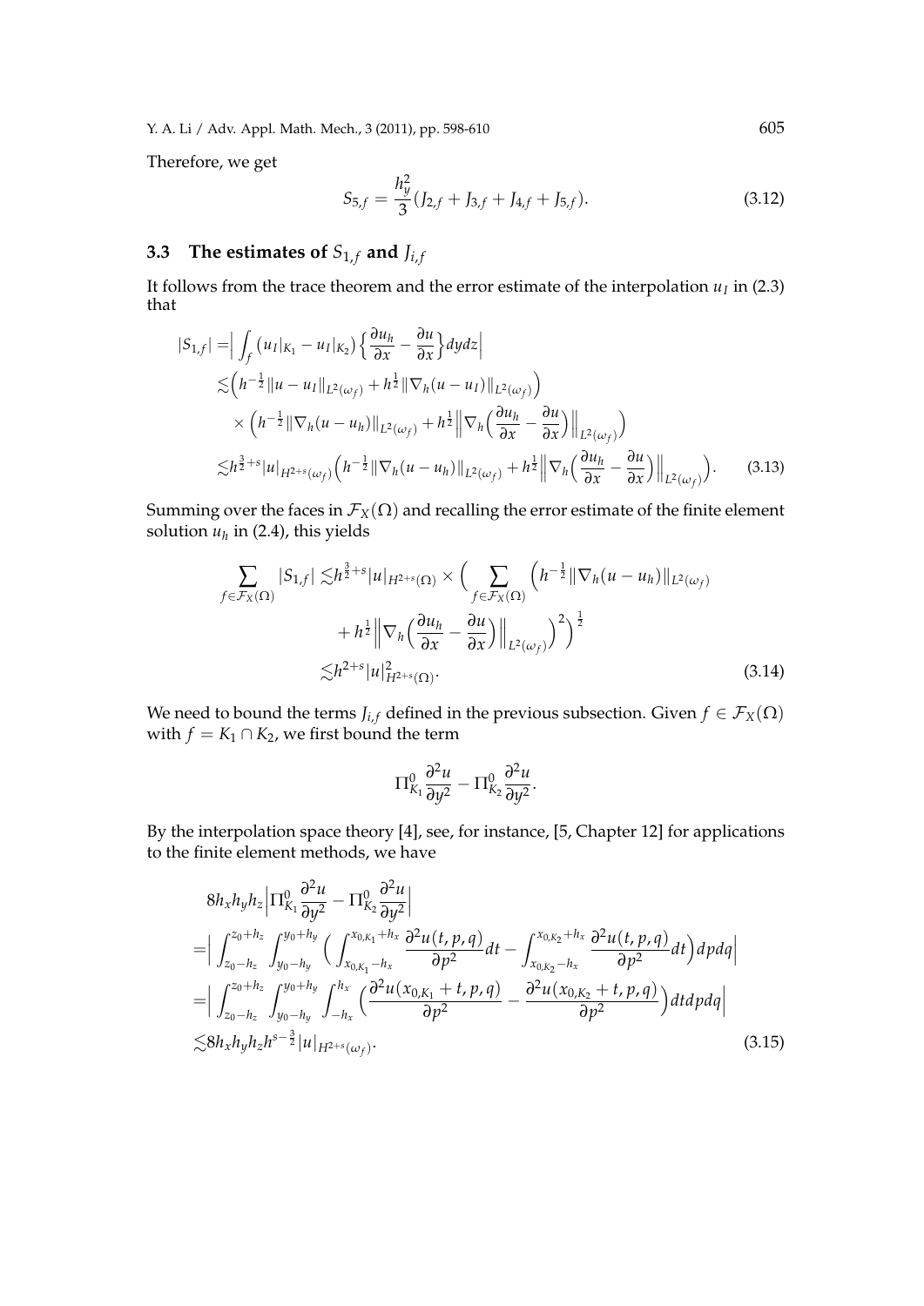Therefore, we get

$$S_{5,f} = \frac{h_y^2}{3}(J_{2,f} + J_{3,f} + J_{4,f} + J_{5,f}). \tag{3.12}$$

### 3.3 The estimates of $S_{1,f}$ and $J_{i,f}$

It follows from the trace theorem and the error estimate of the interpolation $u_I$ in (2.3) that

$$\begin{aligned}
|S_{1,f}| =& \Big| \int_f \big(u_I|_{K_1} - u_I|_{K_2}\big)\Big\{\frac{\partial u_h}{\partial x} - \frac{\partial u}{\partial x}\Big\} dydz \Big| \\
\lesssim& \Big( h^{-\frac{1}{2}} \|u - u_I\|_{L^2(\omega_f)} + h^{\frac{1}{2}} \|\nabla_h (u - u_I)\|_{L^2(\omega_f)} \Big) \\
&\times \Big( h^{-\frac{1}{2}} \|\nabla_h (u - u_h)\|_{L^2(\omega_f)} + h^{\frac{1}{2}} \Big\| \nabla_h \Big( \frac{\partial u_h}{\partial x} - \frac{\partial u}{\partial x}\Big)\Big\|_{L^2(\omega_f)} \Big) \\
\lesssim& h^{\frac{3}{2}+s} |u|_{H^{2+s}(\omega_f)} \Big( h^{-\frac{1}{2}} \|\nabla_h (u - u_h)\|_{L^2(\omega_f)} + h^{\frac{1}{2}} \Big\| \nabla_h \Big( \frac{\partial u_h}{\partial x} - \frac{\partial u}{\partial x}\Big)\Big\|_{L^2(\omega_f)} \Big).
\end{aligned} \tag{3.13}$$

Summing over the faces in $\mathcal{F}_X(\Omega)$ and recalling the error estimate of the finite element solution $u_h$ in (2.4), this yields

$$\begin{aligned}
\sum_{f \in \mathcal{F}_X(\Omega)} |S_{1,f}| \lesssim& h^{\frac{3}{2}+s} |u|_{H^{2+s}(\Omega)} \times \Big( \sum_{f \in \mathcal{F}_X(\Omega)} \Big( h^{-\frac{1}{2}} \|\nabla_h (u - u_h)\|_{L^2(\omega_f)} \\
&+ h^{\frac{1}{2}} \Big\| \nabla_h \Big( \frac{\partial u_h}{\partial x} - \frac{\partial u}{\partial x}\Big)\Big\|_{L^2(\omega_f)} \Big)^2 \Big)^{\frac{1}{2}} \\
\lesssim& h^{2+s} |u|^2_{H^{2+s}(\Omega)}.
\end{aligned} \tag{3.14}$$

We need to bound the terms $J_{i,f}$ defined in the previous subsection. Given $f \in \mathcal{F}_X(\Omega)$ with $f = K_1 \cap K_2$, we first bound the term

$$\Pi^0_{K_1} \frac{\partial^2 u}{\partial y^2} - \Pi^0_{K_2} \frac{\partial^2 u}{\partial y^2}.$$

By the interpolation space theory [4], see, for instance, [5, Chapter 12] for applications to the finite element methods, we have

$$\begin{aligned}
&8h_x h_y h_z \Big| \Pi^0_{K_1} \frac{\partial^2 u}{\partial y^2} - \Pi^0_{K_2} \frac{\partial^2 u}{\partial y^2} \Big| \\
=& \Big| \int_{z_0 - h_z}^{z_0 + h_z} \int_{y_0 - h_y}^{y_0 + h_y} \Big( \int_{x_{0,K_1} - h_x}^{x_{0,K_1} + h_x} \frac{\partial^2 u(t,p,q)}{\partial p^2} dt - \int_{x_{0,K_2} - h_x}^{x_{0,K_2} + h_x} \frac{\partial^2 u(t,p,q)}{\partial p^2} dt \Big) dp dq \Big| \\
=& \Big| \int_{z_0 - h_z}^{z_0 + h_z} \int_{y_0 - h_y}^{y_0 + h_y} \int_{-h_x}^{h_x} \Big( \frac{\partial^2 u(x_{0,K_1} + t, p, q)}{\partial p^2} - \frac{\partial^2 u(x_{0,K_2} + t, p, q)}{\partial p^2} \Big) dt dp dq \Big| \\
\lesssim& 8 h_x h_y h_z h^{s - \frac{3}{2}} |u|_{H^{2+s}(\omega_f)}.
\end{aligned} \tag{3.15}$$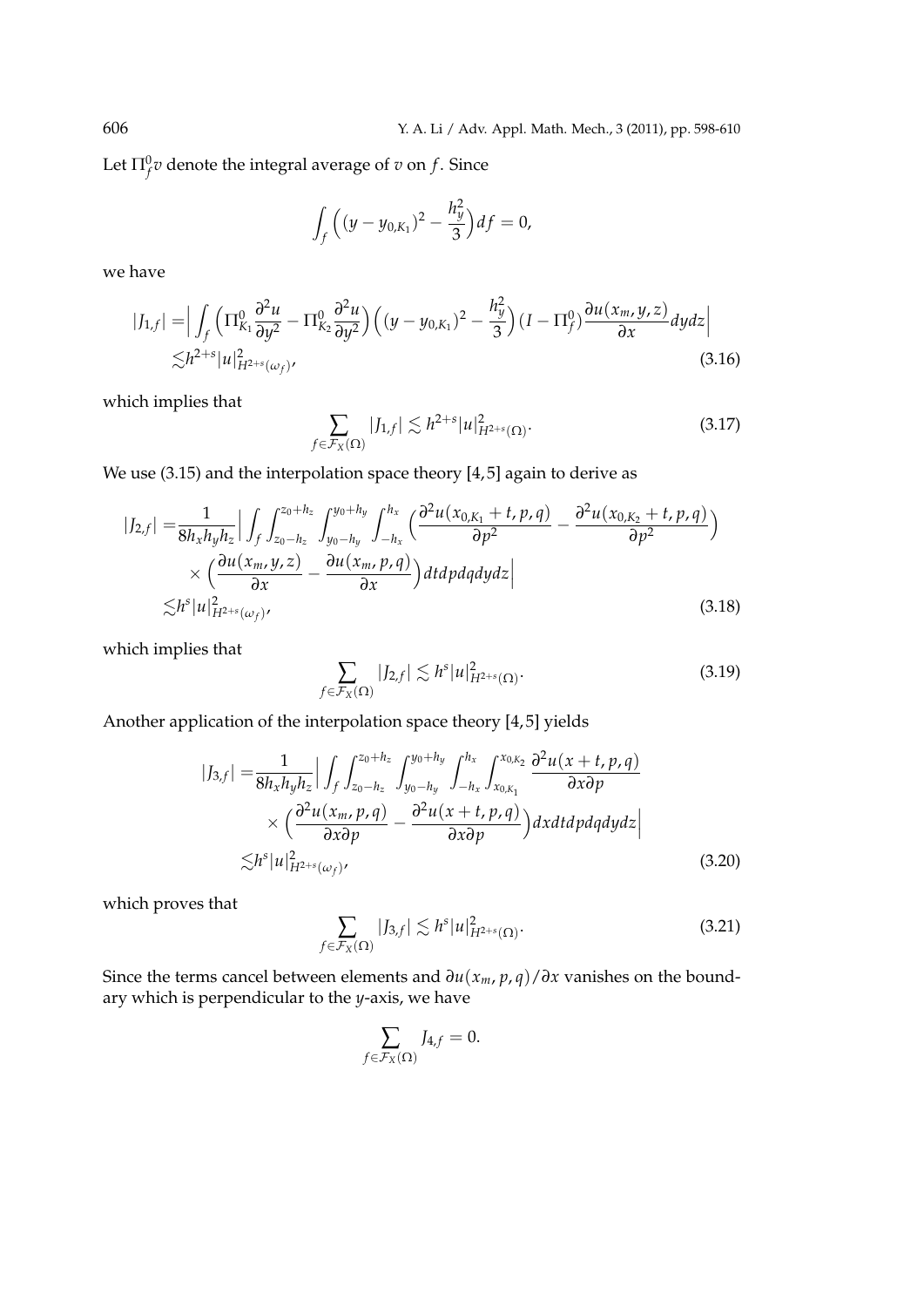Let $\Pi_f^0 v$ denote the integral average of $v$ on $f$. Since

$$\int_f \Big( (y-y_{0,K_1})^2 - \frac{h_y^2}{3} \Big) df = 0,$$

we have

$$\begin{aligned}
|J_{1,f}| =& \Big| \int_f \Big( \Pi_{K_1}^0 \frac{\partial^2 u}{\partial y^2} - \Pi_{K_2}^0 \frac{\partial^2 u}{\partial y^2} \Big) \Big( (y-y_{0,K_1})^2 - \frac{h_y^2}{3} \Big) (I - \Pi_f^0) \frac{\partial u(x_m, y, z)}{\partial x} dydz \Big| \\
\lesssim& h^{2+s} |u|^2_{H^{2+s}(\omega_f)},
\end{aligned} \tag{3.16}$$

which implies that

$$\sum_{f \in \mathcal{F}_X(\Omega)} |J_{1,f}| \lesssim h^{2+s} |u|^2_{H^{2+s}(\Omega)}. \tag{3.17}$$

We use (3.15) and the interpolation space theory [4,5] again to derive as

$$\begin{aligned}
|J_{2,f}| =& \frac{1}{8h_x h_y h_z} \Big| \int_f \int_{z_0-h_z}^{z_0+h_z} \int_{y_0-h_y}^{y_0+h_y} \int_{-h_x}^{h_x} \Big( \frac{\partial^2 u(x_{0,K_1}+t, p, q)}{\partial p^2} - \frac{\partial^2 u(x_{0,K_2}+t, p, q)}{\partial p^2} \Big) \\
& \times \Big( \frac{\partial u(x_m, y, z)}{\partial x} - \frac{\partial u(x_m, p, q)}{\partial x} \Big) dtdpdqdydz \Big| \\
\lesssim& h^s |u|^2_{H^{2+s}(\omega_f)},
\end{aligned} \tag{3.18}$$

which implies that

$$\sum_{f \in \mathcal{F}_X(\Omega)} |J_{2,f}| \lesssim h^s |u|^2_{H^{2+s}(\Omega)}. \tag{3.19}$$

Another application of the interpolation space theory [4,5] yields

$$\begin{aligned}
|J_{3,f}| =& \frac{1}{8h_x h_y h_z} \Big| \int_f \int_{z_0-h_z}^{z_0+h_z} \int_{y_0-h_y}^{y_0+h_y} \int_{-h_x}^{h_x} \int_{x_{0,K_1}}^{x_{0,K_2}} \frac{\partial^2 u(x+t, p, q)}{\partial x \partial p} \\
& \times \Big( \frac{\partial^2 u(x_m, p, q)}{\partial x \partial p} - \frac{\partial^2 u(x+t, p, q)}{\partial x \partial p} \Big) dxdtdpdqdydz \Big| \\
\lesssim& h^s |u|^2_{H^{2+s}(\omega_f)},
\end{aligned} \tag{3.20}$$

which proves that

$$\sum_{f \in \mathcal{F}_X(\Omega)} |J_{3,f}| \lesssim h^s |u|^2_{H^{2+s}(\Omega)}. \tag{3.21}$$

Since the terms cancel between elements and $\partial u(x_m, p, q)/\partial x$ vanishes on the boundary which is perpendicular to the $y$-axis, we have

$$\sum_{f \in \mathcal{F}_X(\Omega)} J_{4,f} = 0.$$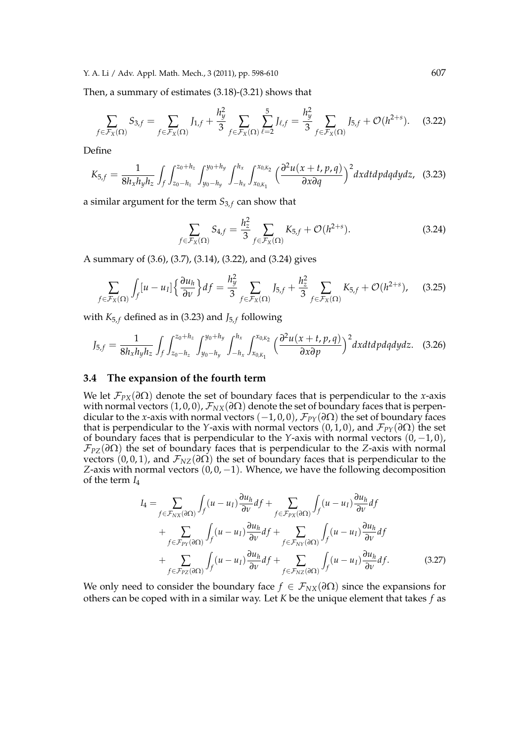Then, a summary of estimates (3.18)-(3.21) shows that

$$\sum_{f\in\mathcal{F}_X(\Omega)} S_{3,f} = \sum_{f\in\mathcal{F}_X(\Omega)} J_{1,f} + \frac{h_y^2}{3}\sum_{f\in\mathcal{F}_X(\Omega)}\sum_{\ell=2}^{5} J_{\ell,f} = \frac{h_y^2}{3}\sum_{f\in\mathcal{F}_X(\Omega)} J_{5,f} + \mathcal{O}(h^{2+s}). \tag{3.22}$$

Define

$$K_{5,f} = \frac{1}{8h_xh_yh_z}\int_f\int_{z_0-h_z}^{z_0+h_z}\int_{y_0-h_y}^{y_0+h_y}\int_{-h_x}^{h_x}\int_{x_{0,K_1}}^{x_{0,K_2}}\Big(\frac{\partial^2 u(x+t,p,q)}{\partial x\partial q}\Big)^2 dxdtdpdqdydz, \tag{3.23}$$

a similar argument for the term $S_{3,f}$ can show that

$$\sum_{f\in\mathcal{F}_X(\Omega)} S_{4,f} = \frac{h_z^2}{3}\sum_{f\in\mathcal{F}_X(\Omega)} K_{5,f} + \mathcal{O}(h^{2+s}). \tag{3.24}$$

A summary of (3.6), (3.7), (3.14), (3.22), and (3.24) gives

$$\sum_{f\in\mathcal{F}_X(\Omega)}\int_f [u-u_I]\Big\{\frac{\partial u_h}{\partial \nu}\Big\}df = \frac{h_y^2}{3}\sum_{f\in\mathcal{F}_X(\Omega)} J_{5,f} + \frac{h_z^2}{3}\sum_{f\in\mathcal{F}_X(\Omega)} K_{5,f} + \mathcal{O}(h^{2+s}), \tag{3.25}$$

with $K_{5,f}$ defined as in (3.23) and $J_{5,f}$ following

$$J_{5,f} = \frac{1}{8h_xh_yh_z}\int_f\int_{z_0-h_z}^{z_0+h_z}\int_{y_0-h_y}^{y_0+h_y}\int_{-h_x}^{h_x}\int_{x_{0,K_1}}^{x_{0,K_2}}\Big(\frac{\partial^2 u(x+t,p,q)}{\partial x\partial p}\Big)^2 dxdtdpdqdydz. \tag{3.26}$$

### 3.4 The expansion of the fourth term

We let $\mathcal{F}_{PX}(\partial\Omega)$ denote the set of boundary faces that is perpendicular to the $x$-axis with normal vectors $(1,0,0)$, $\mathcal{F}_{NX}(\partial\Omega)$ denote the set of boundary faces that is perpendicular to the $x$-axis with normal vectors $(-1,0,0)$, $\mathcal{F}_{PY}(\partial\Omega)$ the set of boundary faces that is perpendicular to the $Y$-axis with normal vectors $(0,1,0)$, and $\mathcal{F}_{PY}(\partial\Omega)$ the set of boundary faces that is perpendicular to the $Y$-axis with normal vectors $(0,-1,0)$, $\mathcal{F}_{PZ}(\partial\Omega)$ the set of boundary faces that is perpendicular to the $Z$-axis with normal vectors $(0,0,1)$, and $\mathcal{F}_{NZ}(\partial\Omega)$ the set of boundary faces that is perpendicular to the $Z$-axis with normal vectors $(0,0,-1)$. Whence, we have the following decomposition of the term $I_4$

$$\begin{aligned}
I_4 = &\sum_{f\in\mathcal{F}_{NX}(\partial\Omega)}\int_f (u-u_I)\frac{\partial u_h}{\partial \nu}df + \sum_{f\in\mathcal{F}_{PX}(\partial\Omega)}\int_f (u-u_I)\frac{\partial u_h}{\partial \nu}df \\
&+ \sum_{f\in\mathcal{F}_{PY}(\partial\Omega)}\int_f (u-u_I)\frac{\partial u_h}{\partial \nu}df + \sum_{f\in\mathcal{F}_{NY}(\partial\Omega)}\int_f (u-u_I)\frac{\partial u_h}{\partial \nu}df \\
&+ \sum_{f\in\mathcal{F}_{PZ}(\partial\Omega)}\int_f (u-u_I)\frac{\partial u_h}{\partial \nu}df + \sum_{f\in\mathcal{F}_{NZ}(\partial\Omega)}\int_f (u-u_I)\frac{\partial u_h}{\partial \nu}df.
\end{aligned} \tag{3.27}$$

We only need to consider the boundary face $f\in\mathcal{F}_{NX}(\partial\Omega)$ since the expansions for others can be coped with in a similar way. Let $K$ be the unique element that takes $f$ as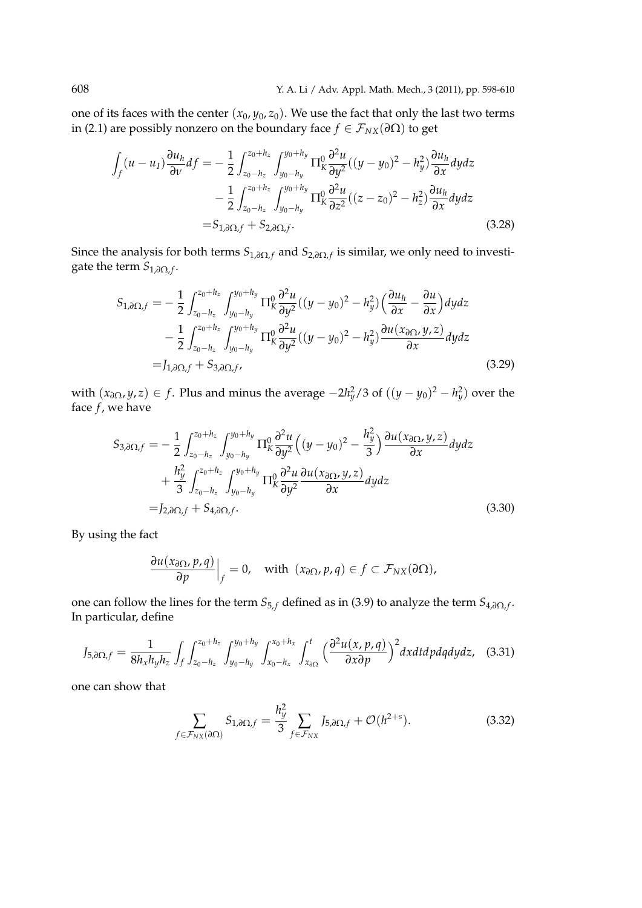one of its faces with the center $(x_0, y_0, z_0)$. We use the fact that only the last two terms in (2.1) are possibly nonzero on the boundary face $f \in \mathcal{F}_{NX}(\partial\Omega)$ to get

$$
\begin{aligned}
\int_f (u-u_I)\frac{\partial u_h}{\partial \nu} df = & -\frac{1}{2}\int_{z_0-h_z}^{z_0+h_z}\int_{y_0-h_y}^{y_0+h_y} \Pi_K^0 \frac{\partial^2 u}{\partial y^2}((y-y_0)^2 - h_y^2)\frac{\partial u_h}{\partial x} dydz \\
& -\frac{1}{2}\int_{z_0-h_z}^{z_0+h_z}\int_{y_0-h_y}^{y_0+h_y} \Pi_K^0 \frac{\partial^2 u}{\partial z^2}((z-z_0)^2 - h_z^2)\frac{\partial u_h}{\partial x} dydz \\
= & S_{1,\partial\Omega,f} + S_{2,\partial\Omega,f}.
\end{aligned}
\tag{3.28}
$$

Since the analysis for both terms $S_{1,\partial\Omega,f}$ and $S_{2,\partial\Omega,f}$ is similar, we only need to investigate the term $S_{1,\partial\Omega,f}$.

$$
\begin{aligned}
S_{1,\partial\Omega,f} = & -\frac{1}{2}\int_{z_0-h_z}^{z_0+h_z}\int_{y_0-h_y}^{y_0+h_y} \Pi_K^0 \frac{\partial^2 u}{\partial y^2}((y-y_0)^2 - h_y^2)\Big(\frac{\partial u_h}{\partial x} - \frac{\partial u}{\partial x}\Big) dydz \\
& -\frac{1}{2}\int_{z_0-h_z}^{z_0+h_z}\int_{y_0-h_y}^{y_0+h_y} \Pi_K^0 \frac{\partial^2 u}{\partial y^2}((y-y_0)^2 - h_y^2)\frac{\partial u(x_{\partial\Omega}, y, z)}{\partial x} dydz \\
= & J_{1,\partial\Omega,f} + S_{3,\partial\Omega,f},
\end{aligned}
\tag{3.29}
$$

with $(x_{\partial\Omega}, y, z) \in f$. Plus and minus the average $-2h_y^2/3$ of $((y-y_0)^2 - h_y^2)$ over the face $f$, we have

$$
\begin{aligned}
S_{3,\partial\Omega,f} = & -\frac{1}{2}\int_{z_0-h_z}^{z_0+h_z}\int_{y_0-h_y}^{y_0+h_y} \Pi_K^0 \frac{\partial^2 u}{\partial y^2}\Big((y-y_0)^2 - \frac{h_y^2}{3}\Big)\frac{\partial u(x_{\partial\Omega}, y, z)}{\partial x} dydz \\
& + \frac{h_y^2}{3}\int_{z_0-h_z}^{z_0+h_z}\int_{y_0-h_y}^{y_0+h_y} \Pi_K^0 \frac{\partial^2 u}{\partial y^2}\frac{\partial u(x_{\partial\Omega}, y, z)}{\partial x} dydz \\
= & J_{2,\partial\Omega,f} + S_{4,\partial\Omega,f}.
\end{aligned}
\tag{3.30}
$$

By using the fact

$$
\frac{\partial u(x_{\partial\Omega}, p, q)}{\partial p}\Big|_f = 0, \quad \text{with } (x_{\partial\Omega}, p, q) \in f \subset \mathcal{F}_{NX}(\partial\Omega),
$$

one can follow the lines for the term $S_{5,f}$ defined as in (3.9) to analyze the term $S_{4,\partial\Omega,f}$. In particular, define

$$
J_{5,\partial\Omega,f} = \frac{1}{8h_x h_y h_z}\int_f \int_{z_0-h_z}^{z_0+h_z}\int_{y_0-h_y}^{y_0+h_y}\int_{x_0-h_x}^{x_0+h_x}\int_{x_{\partial\Omega}}^{t}\Big(\frac{\partial^2 u(x,p,q)}{\partial x \partial p}\Big)^2 dxdtdpdqdydz, \tag{3.31}
$$

one can show that

$$
\sum_{f\in\mathcal{F}_{NX}(\partial\Omega)} S_{1,\partial\Omega,f} = \frac{h_y^2}{3}\sum_{f\in\mathcal{F}_{NX}} J_{5,\partial\Omega,f} + \mathcal{O}(h^{2+s}). \tag{3.32}
$$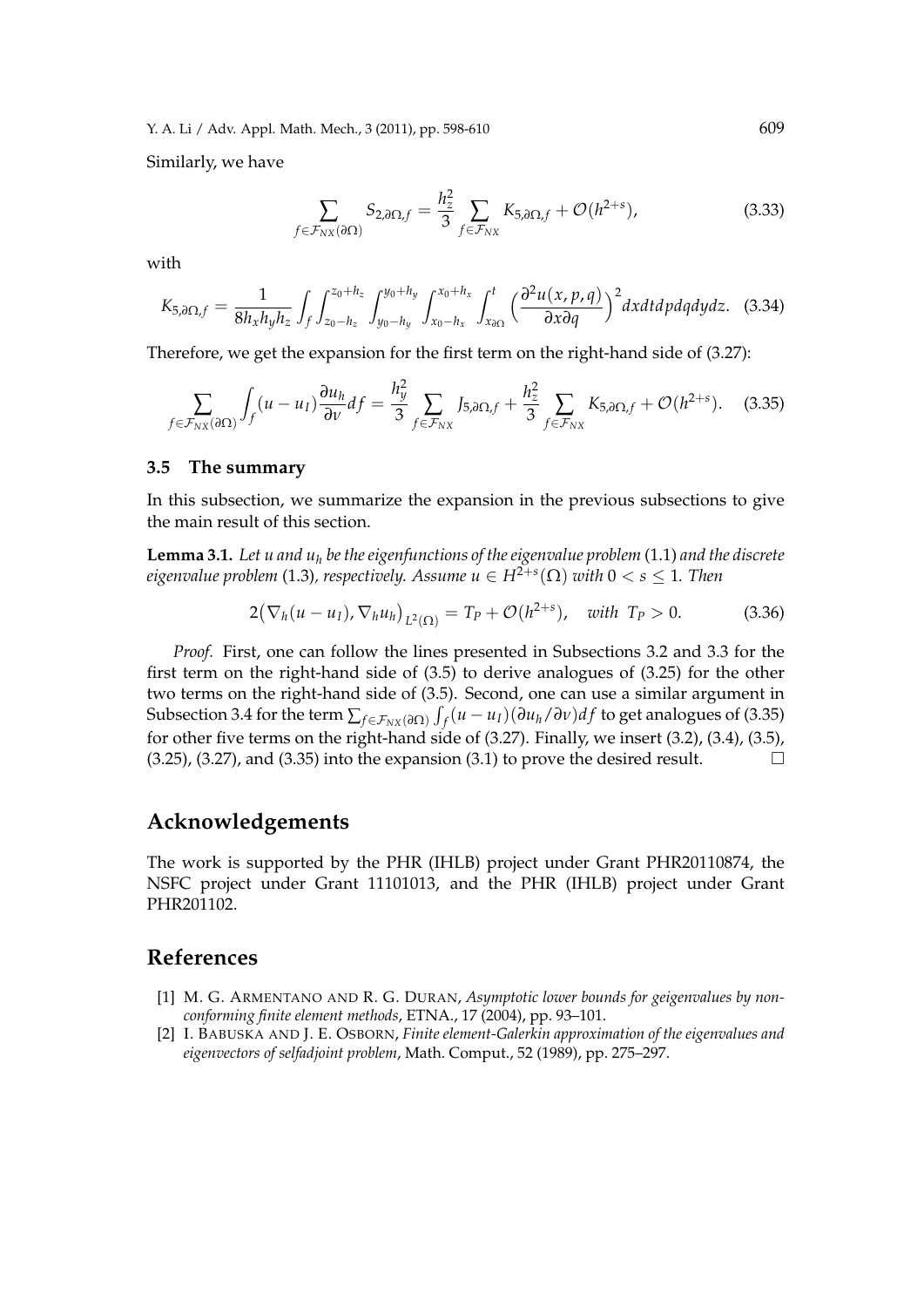Similarly, we have

$$\sum_{f\in\mathcal{F}_{NX}(\partial\Omega)} S_{2,\partial\Omega,f} = \frac{h_z^2}{3}\sum_{f\in\mathcal{F}_{NX}} K_{5,\partial\Omega,f} + \mathcal{O}(h^{2+s}), \tag{3.33}$$

with

$$K_{5,\partial\Omega,f} = \frac{1}{8h_xh_yh_z}\int_f\int_{z_0-h_z}^{z_0+h_z}\int_{y_0-h_y}^{y_0+h_y}\int_{x_0-h_x}^{x_0+h_x}\int_{x_{\partial\Omega}}^{t}\Big(\frac{\partial^2 u(x,p,q)}{\partial x\partial q}\Big)^2 dxdtdpdqdydz. \tag{3.34}$$

Therefore, we get the expansion for the first term on the right-hand side of (3.27):

$$\sum_{f\in\mathcal{F}_{NX}(\partial\Omega)}\int_f (u-u_I)\frac{\partial u_h}{\partial \nu}df = \frac{h_y^2}{3}\sum_{f\in\mathcal{F}_{NX}} J_{5,\partial\Omega,f} + \frac{h_z^2}{3}\sum_{f\in\mathcal{F}_{NX}} K_{5,\partial\Omega,f} + \mathcal{O}(h^{2+s}). \tag{3.35}$$

### 3.5 The summary

In this subsection, we summarize the expansion in the previous subsections to give the main result of this section.

**Lemma 3.1.** *Let $u$ and $u_h$ be the eigenfunctions of the eigenvalue problem* (1.1) *and the discrete eigenvalue problem* (1.3)*, respectively. Assume $u\in H^{2+s}(\Omega)$ with $0<s\le 1$. Then*

$$2\big(\nabla_h(u-u_I),\nabla_h u_h\big)_{L^2(\Omega)} = T_P + \mathcal{O}(h^{2+s}), \quad \textit{with } T_P>0. \tag{3.36}$$

*Proof.* First, one can follow the lines presented in Subsections 3.2 and 3.3 for the first term on the right-hand side of (3.5) to derive analogues of (3.25) for the other two terms on the right-hand side of (3.5). Second, one can use a similar argument in Subsection 3.4 for the term $\sum_{f\in\mathcal{F}_{NX}(\partial\Omega)}\int_f(u-u_I)(\partial u_h/\partial\nu)df$ to get analogues of (3.35) for other five terms on the right-hand side of (3.27). Finally, we insert (3.2), (3.4), (3.5), (3.25), (3.27), and (3.35) into the expansion (3.1) to prove the desired result. $\square$

## Acknowledgements

The work is supported by the PHR (IHLB) project under Grant PHR20110874, the NSFC project under Grant 11101013, and the PHR (IHLB) project under Grant PHR201102.

## References

[1] M. G. Armentano and R. G. Duran, *Asymptotic lower bounds for geigenvalues by nonconforming finite element methods*, ETNA., 17 (2004), pp. 93–101.

[2] I. Babuska and J. E. Osborn, *Finite element-Galerkin approximation of the eigenvalues and eigenvectors of selfadjoint problem*, Math. Comput., 52 (1989), pp. 275–297.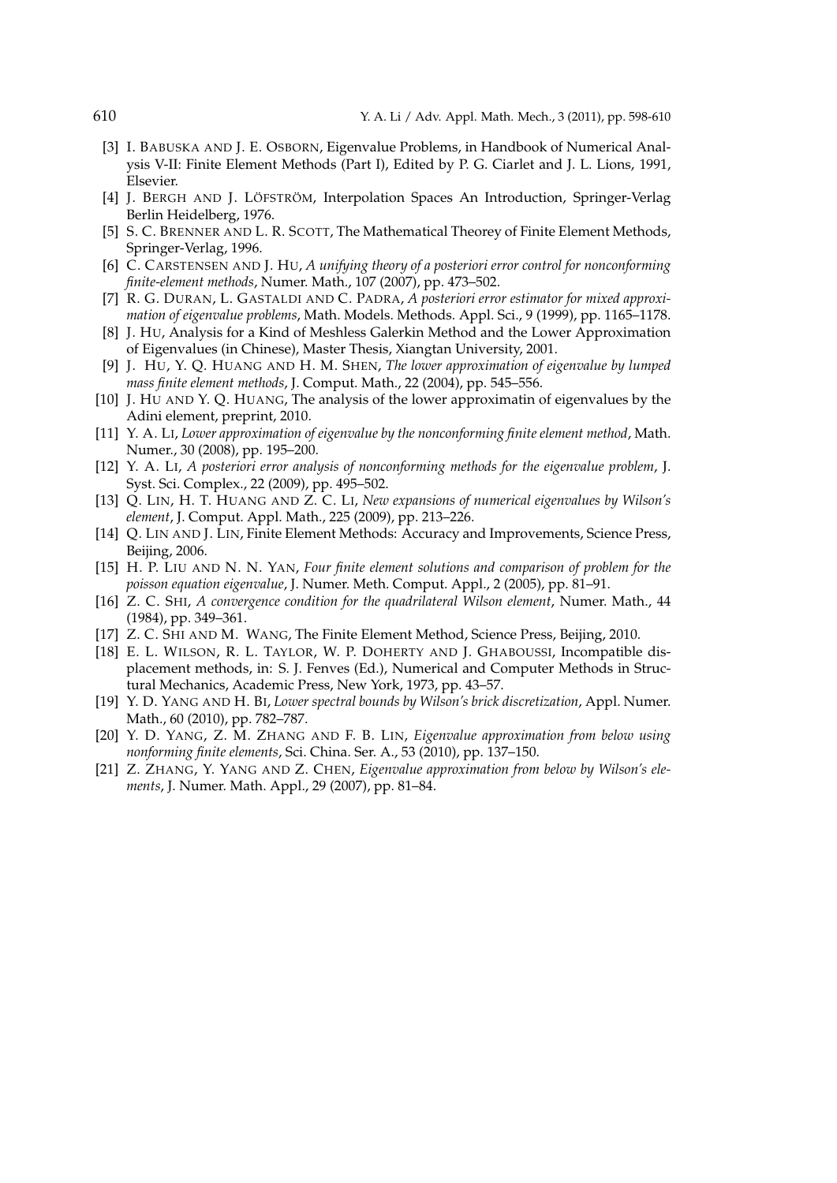[3] I. Babuska and J. E. Osborn, Eigenvalue Problems, in Handbook of Numerical Analysis V-II: Finite Element Methods (Part I), Edited by P. G. Ciarlet and J. L. Lions, 1991, Elsevier.

[4] J. Bergh and J. Löfström, Interpolation Spaces An Introduction, Springer-Verlag Berlin Heidelberg, 1976.

[5] S. C. Brenner and L. R. Scott, The Mathematical Theory of Finite Element Methods, Springer-Verlag, 1996.

[6] C. Carstensen and J. Hu, *A unifying theory of a posteriori error control for nonconforming finite-element methods*, Numer. Math., 107 (2007), pp. 473–502.

[7] R. G. Duran, L. Gastaldi and C. Padra, *A posteriori error estimator for mixed approximation of eigenvalue problems*, Math. Models. Methods. Appl. Sci., 9 (1999), pp. 1165–1178.

[8] J. Hu, Analysis for a Kind of Meshless Galerkin Method and the Lower Approximation of Eigenvalues (in Chinese), Master Thesis, Xiangtan University, 2001.

[9] J. Hu, Y. Q. Huang and H. M. Shen, *The lower approximation of eigenvalue by lumped mass finite element methods*, J. Comput. Math., 22 (2004), pp. 545–556.

[10] J. Hu and Y. Q. Huang, The analysis of the lower approximatin of eigenvalues by the Adini element, preprint, 2010.

[11] Y. A. Li, *Lower approximation of eigenvalue by the nonconforming finite element method*, Math. Numer., 30 (2008), pp. 195–200.

[12] Y. A. Li, *A posteriori error analysis of nonconforming methods for the eigenvalue problem*, J. Syst. Sci. Complex., 22 (2009), pp. 495–502.

[13] Q. Lin, H. T. Huang and Z. C. Li, *New expansions of numerical eigenvalues by Wilson's element*, J. Comput. Appl. Math., 225 (2009), pp. 213–226.

[14] Q. Lin and J. Lin, Finite Element Methods: Accuracy and Improvements, Science Press, Beijing, 2006.

[15] H. P. Liu and N. N. Yan, *Four finite element solutions and comparison of problem for the poisson equation eigenvalue*, J. Numer. Meth. Comput. Appl., 2 (2005), pp. 81–91.

[16] Z. C. Shi, *A convergence condition for the quadrilateral Wilson element*, Numer. Math., 44 (1984), pp. 349–361.

[17] Z. C. Shi and M. Wang, The Finite Element Method, Science Press, Beijing, 2010.

[18] E. L. Wilson, R. L. Taylor, W. P. Doherty and J. Ghaboussi, Incompatible displacement methods, in: S. J. Fenves (Ed.), Numerical and Computer Methods in Structural Mechanics, Academic Press, New York, 1973, pp. 43–57.

[19] Y. D. Yang and H. Bi, *Lower spectral bounds by Wilson's brick discretization*, Appl. Numer. Math., 60 (2010), pp. 782–787.

[20] Y. D. Yang, Z. M. Zhang and F. B. Lin, *Eigenvalue approximation from below using nonforming finite elements*, Sci. China. Ser. A., 53 (2010), pp. 137–150.

[21] Z. Zhang, Y. Yang and Z. Chen, *Eigenvalue approximation from below by Wilson's elements*, J. Numer. Math. Appl., 29 (2007), pp. 81–84.